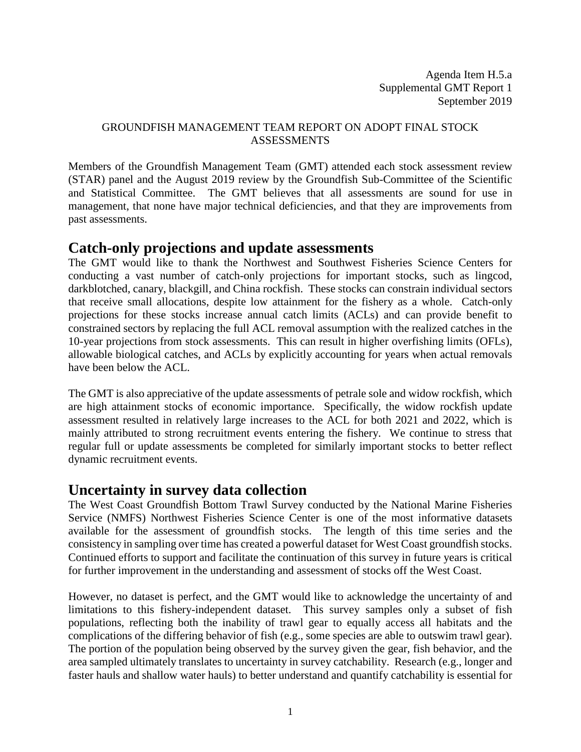Agenda Item H.5.a
Supplemental GMT Report 1
September 2019

GROUNDFISH MANAGEMENT TEAM REPORT ON ADOPT FINAL STOCK ASSESSMENTS

Members of the Groundfish Management Team (GMT) attended each stock assessment review (STAR) panel and the August 2019 review by the Groundfish Sub-Committee of the Scientific and Statistical Committee. The GMT believes that all assessments are sound for use in management, that none have major technical deficiencies, and that they are improvements from past assessments.

# Catch-only projections and update assessments

The GMT would like to thank the Northwest and Southwest Fisheries Science Centers for conducting a vast number of catch-only projections for important stocks, such as lingcod, darkblotched, canary, blackgill, and China rockfish. These stocks can constrain individual sectors that receive small allocations, despite low attainment for the fishery as a whole. Catch-only projections for these stocks increase annual catch limits (ACLs) and can provide benefit to constrained sectors by replacing the full ACL removal assumption with the realized catches in the 10-year projections from stock assessments. This can result in higher overfishing limits (OFLs), allowable biological catches, and ACLs by explicitly accounting for years when actual removals have been below the ACL.

The GMT is also appreciative of the update assessments of petrale sole and widow rockfish, which are high attainment stocks of economic importance. Specifically, the widow rockfish update assessment resulted in relatively large increases to the ACL for both 2021 and 2022, which is mainly attributed to strong recruitment events entering the fishery. We continue to stress that regular full or update assessments be completed for similarly important stocks to better reflect dynamic recruitment events.

# Uncertainty in survey data collection

The West Coast Groundfish Bottom Trawl Survey conducted by the National Marine Fisheries Service (NMFS) Northwest Fisheries Science Center is one of the most informative datasets available for the assessment of groundfish stocks. The length of this time series and the consistency in sampling over time has created a powerful dataset for West Coast groundfish stocks. Continued efforts to support and facilitate the continuation of this survey in future years is critical for further improvement in the understanding and assessment of stocks off the West Coast.

However, no dataset is perfect, and the GMT would like to acknowledge the uncertainty of and limitations to this fishery-independent dataset. This survey samples only a subset of fish populations, reflecting both the inability of trawl gear to equally access all habitats and the complications of the differing behavior of fish (e.g., some species are able to outswim trawl gear). The portion of the population being observed by the survey given the gear, fish behavior, and the area sampled ultimately translates to uncertainty in survey catchability. Research (e.g., longer and faster hauls and shallow water hauls) to better understand and quantify catchability is essential for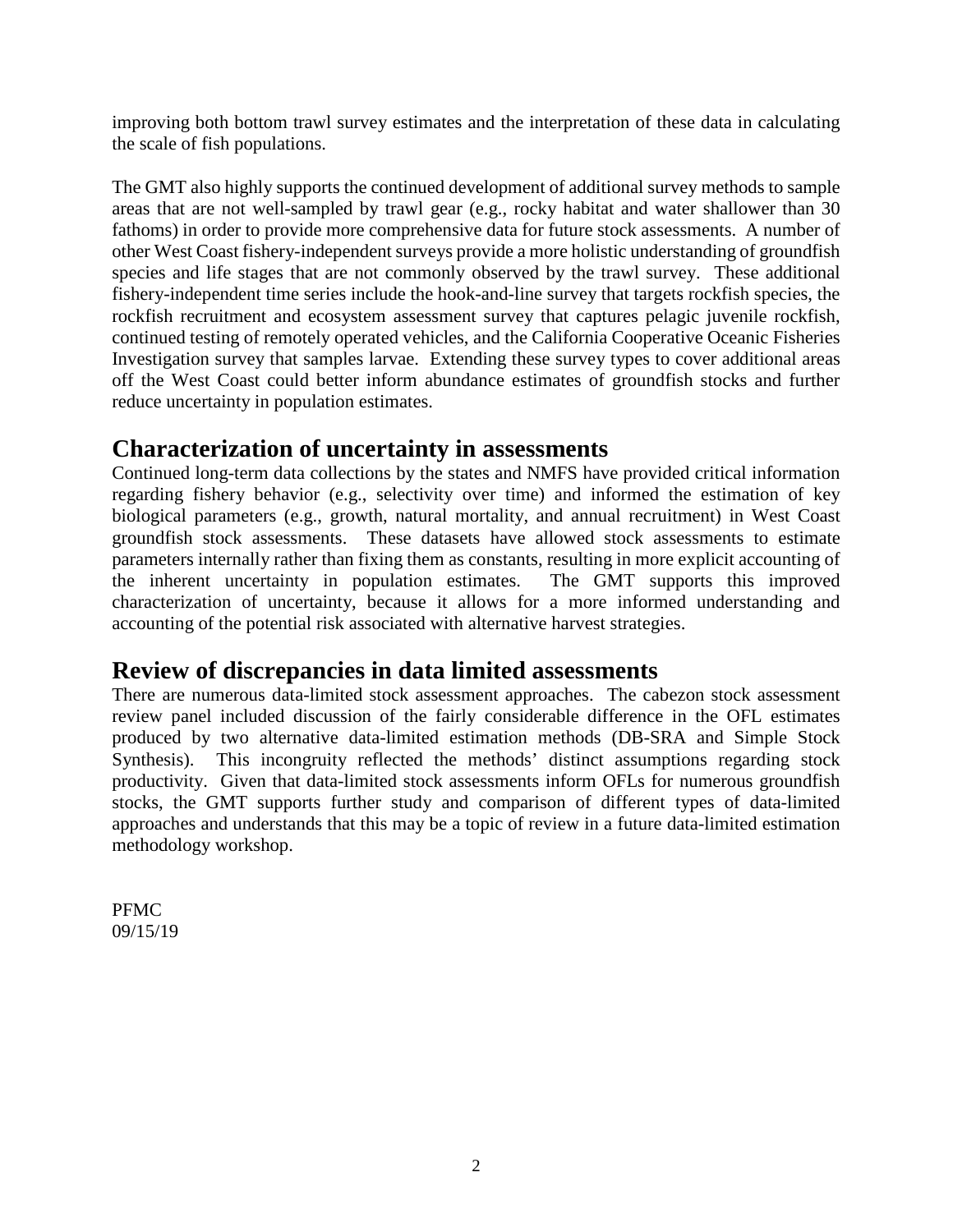improving both bottom trawl survey estimates and the interpretation of these data in calculating the scale of fish populations.

The GMT also highly supports the continued development of additional survey methods to sample areas that are not well-sampled by trawl gear (e.g., rocky habitat and water shallower than 30 fathoms) in order to provide more comprehensive data for future stock assessments. A number of other West Coast fishery-independent surveys provide a more holistic understanding of groundfish species and life stages that are not commonly observed by the trawl survey. These additional fishery-independent time series include the hook-and-line survey that targets rockfish species, the rockfish recruitment and ecosystem assessment survey that captures pelagic juvenile rockfish, continued testing of remotely operated vehicles, and the California Cooperative Oceanic Fisheries Investigation survey that samples larvae. Extending these survey types to cover additional areas off the West Coast could better inform abundance estimates of groundfish stocks and further reduce uncertainty in population estimates.

## Characterization of uncertainty in assessments

Continued long-term data collections by the states and NMFS have provided critical information regarding fishery behavior (e.g., selectivity over time) and informed the estimation of key biological parameters (e.g., growth, natural mortality, and annual recruitment) in West Coast groundfish stock assessments. These datasets have allowed stock assessments to estimate parameters internally rather than fixing them as constants, resulting in more explicit accounting of the inherent uncertainty in population estimates. The GMT supports this improved characterization of uncertainty, because it allows for a more informed understanding and accounting of the potential risk associated with alternative harvest strategies.

## Review of discrepancies in data limited assessments

There are numerous data-limited stock assessment approaches. The cabezon stock assessment review panel included discussion of the fairly considerable difference in the OFL estimates produced by two alternative data-limited estimation methods (DB-SRA and Simple Stock Synthesis). This incongruity reflected the methods' distinct assumptions regarding stock productivity. Given that data-limited stock assessments inform OFLs for numerous groundfish stocks, the GMT supports further study and comparison of different types of data-limited approaches and understands that this may be a topic of review in a future data-limited estimation methodology workshop.

PFMC
09/15/19